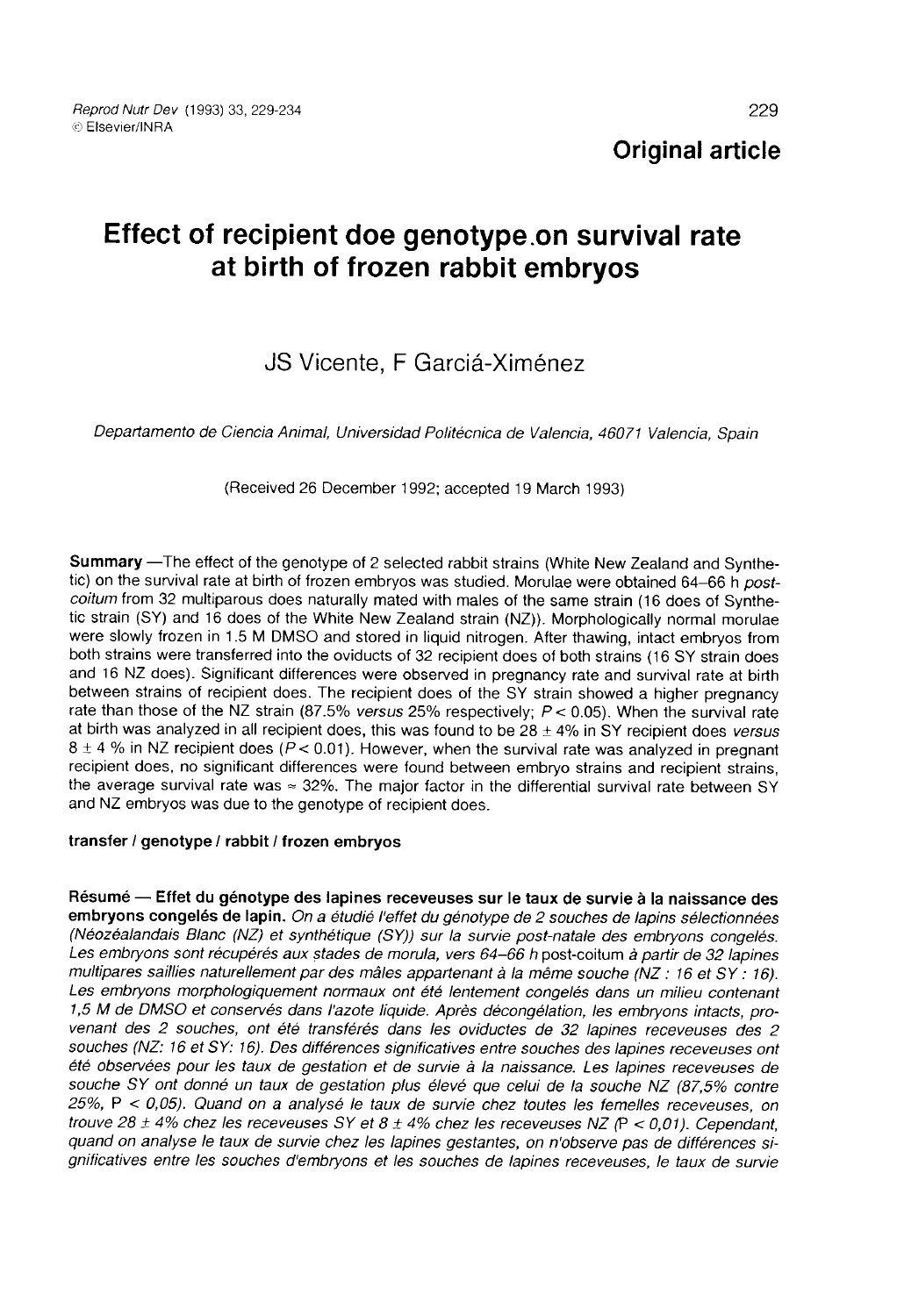Original article

# Effect of recipient doe genotype on survival rate at birth of frozen rabbit embryos

JS Vicente, F Garciá-Ximénez

*Departamento de Ciencia Animal, Universidad Politécnica de Valencia, 46071 Valencia, Spain*

(Received 26 December 1992; accepted 19 March 1993)

**Summary** —The effect of the genotype of 2 selected rabbit strains (White New Zealand and Synthetic) on the survival rate at birth of frozen embryos was studied. Morulae were obtained 64–66 h *post-coitum* from 32 multiparous does naturally mated with males of the same strain (16 does of Synthetic strain (SY) and 16 does of the White New Zealand strain (NZ)). Morphologically normal morulae were slowly frozen in 1.5 M DMSO and stored in liquid nitrogen. After thawing, intact embryos from both strains were transferred into the oviducts of 32 recipient does of both strains (16 SY strain does and 16 NZ does). Significant differences were observed in pregnancy rate and survival rate at birth between strains of recipient does. The recipient does of the SY strain showed a higher pregnancy rate than those of the NZ strain (87.5% *versus* 25% respectively; $P < 0.05$). When the survival rate at birth was analyzed in all recipient does, this was found to be 28 ± 4% in SY recipient does *versus* 8 ± 4 % in NZ recipient does ($P < 0.01$). However, when the survival rate was analyzed in pregnant recipient does, no significant differences were found between embryo strains and recipient strains, the average survival rate was ≈ 32%. The major factor in the differential survival rate between SY and NZ embryos was due to the genotype of recipient does.

**transfer / genotype / rabbit / frozen embryos**

**Résumé — Effet du génotype des lapines receveuses sur le taux de survie à la naissance des embryons congelés de lapin.** *On a étudié l'effet du génotype de 2 souches de lapins sélectionnées (Néozéalandais Blanc (NZ) et synthétique (SY)) sur la survie post-natale des embryons congelés. Les embryons sont récupérés aux stades de morula, vers 64–66 h* post-coitum *à partir de 32 lapines multipares saillies naturellement par des mâles appartenant à la même souche (NZ : 16 et SY : 16). Les embryons morphologiquement normaux ont été lentement congelés dans un milieu contenant 1,5 M de DMSO et conservés dans l'azote liquide. Après décongélation, les embryons intacts, provenant des 2 souches, ont été transférés dans les oviductes de 32 lapines receveuses des 2 souches (NZ: 16 et SY: 16). Des différences significatives entre souches des lapines receveuses ont été observées pour les taux de gestation et de survie à la naissance. Les lapines receveuses de souche SY ont donné un taux de gestation plus élevé que celui de la souche NZ (87,5% contre 25%,* $P < 0,05$*). Quand on a analysé le taux de survie chez toutes les femelles receveuses, on trouve 28 ± 4% chez les receveuses SY et 8 ± 4% chez les receveuses NZ (*$P < 0,01$*). Cependant, quand on analyse le taux de survie chez les lapines gestantes, on n'observe pas de différences significatives entre les souches d'embryons et les souches de lapines receveuses, le taux de survie*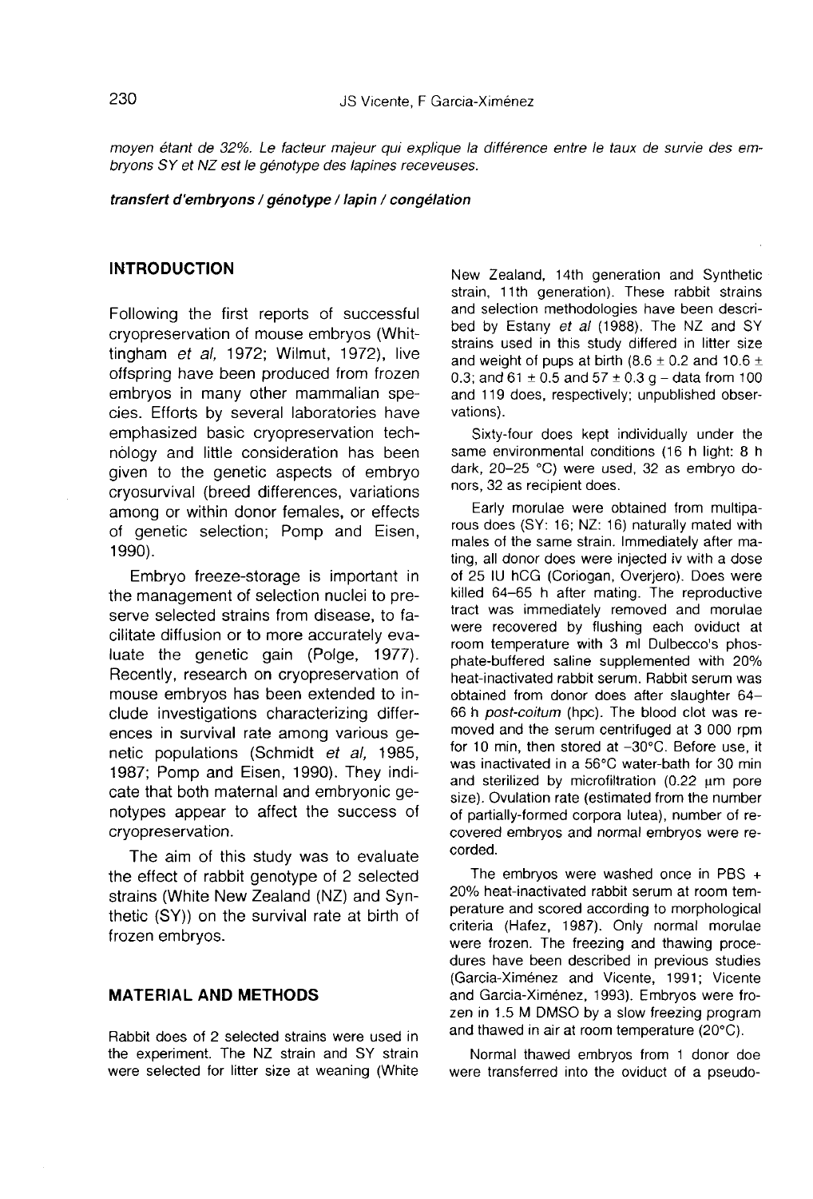*moyen étant de 32%. Le facteur majeur qui explique la différence entre le taux de survie des embryons SY et NZ est le génotype des lapines receveuses.*

***transfert d'embryons / génotype / lapin / congélation***

## INTRODUCTION

Following the first reports of successful cryopreservation of mouse embryos (Whittingham *et al*, 1972; Wilmut, 1972), live offspring have been produced from frozen embryos in many other mammalian species. Efforts by several laboratories have emphasized basic cryopreservation technology and little consideration has been given to the genetic aspects of embryo cryosurvival (breed differences, variations among or within donor females, or effects of genetic selection; Pomp and Eisen, 1990).

Embryo freeze-storage is important in the management of selection nuclei to preserve selected strains from disease, to facilitate diffusion or to more accurately evaluate the genetic gain (Polge, 1977). Recently, research on cryopreservation of mouse embryos has been extended to include investigations characterizing differences in survival rate among various genetic populations (Schmidt *et al*, 1985, 1987; Pomp and Eisen, 1990). They indicate that both maternal and embryonic genotypes appear to affect the success of cryopreservation.

The aim of this study was to evaluate the effect of rabbit genotype of 2 selected strains (White New Zealand (NZ) and Synthetic (SY)) on the survival rate at birth of frozen embryos.

## MATERIAL AND METHODS

Rabbit does of 2 selected strains were used in the experiment. The NZ strain and SY strain were selected for litter size at weaning (White New Zealand, 14th generation and Synthetic strain, 11th generation). These rabbit strains and selection methodologies have been described by Estany *et al* (1988). The NZ and SY strains used in this study differed in litter size and weight of pups at birth (8.6 ± 0.2 and 10.6 ± 0.3; and 61 ± 0.5 and 57 ± 0.3 g – data from 100 and 119 does, respectively; unpublished observations).

Sixty-four does kept individually under the same environmental conditions (16 h light: 8 h dark, 20–25 °C) were used, 32 as embryo donors, 32 as recipient does.

Early morulae were obtained from multiparous does (SY: 16; NZ: 16) naturally mated with males of the same strain. Immediately after mating, all donor does were injected iv with a dose of 25 IU hCG (Coriogan, Overjero). Does were killed 64–65 h after mating. The reproductive tract was immediately removed and morulae were recovered by flushing each oviduct at room temperature with 3 ml Dulbecco's phosphate-buffered saline supplemented with 20% heat-inactivated rabbit serum. Rabbit serum was obtained from donor does after slaughter 64–66 h *post-coitum* (hpc). The blood clot was removed and the serum centrifuged at 3 000 rpm for 10 min, then stored at –30°C. Before use, it was inactivated in a 56°C water-bath for 30 min and sterilized by microfiltration (0.22 μm pore size). Ovulation rate (estimated from the number of partially-formed corpora lutea), number of recovered embryos and normal embryos were recorded.

The embryos were washed once in PBS + 20% heat-inactivated rabbit serum at room temperature and scored according to morphological criteria (Hafez, 1987). Only normal morulae were frozen. The freezing and thawing procedures have been described in previous studies (Garcia-Ximénez and Vicente, 1991; Vicente and Garcia-Ximénez, 1993). Embryos were frozen in 1.5 M DMSO by a slow freezing program and thawed in air at room temperature (20°C).

Normal thawed embryos from 1 donor doe were transferred into the oviduct of a pseudo-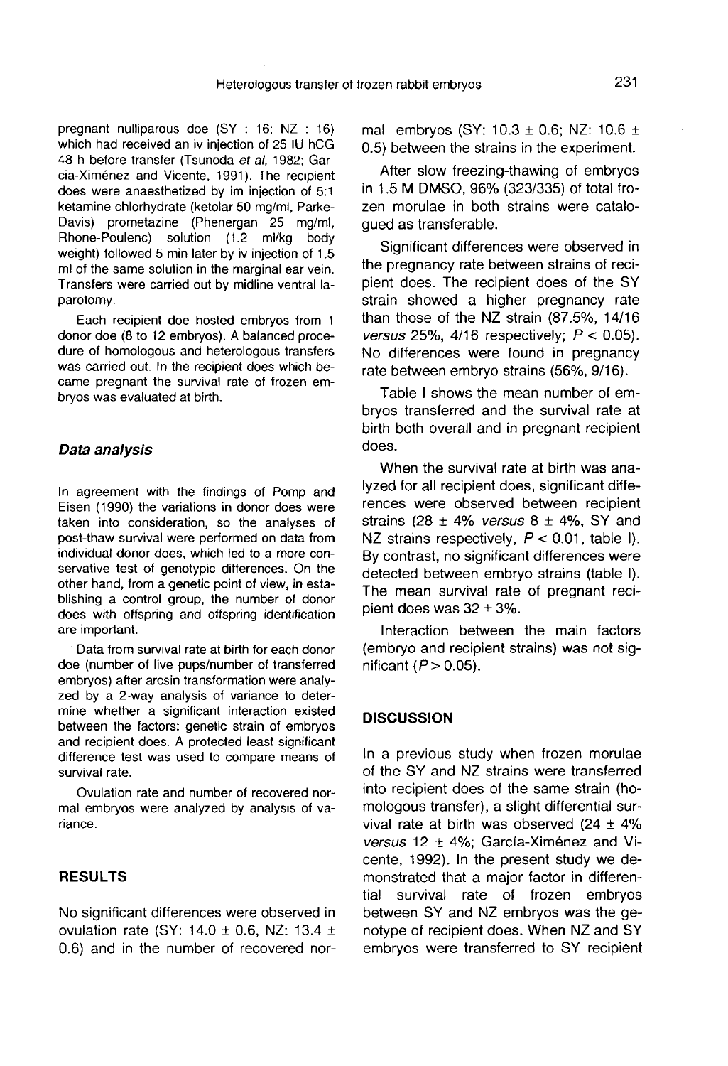pregnant nulliparous doe (SY : 16; NZ : 16) which had received an iv injection of 25 IU hCG 48 h before transfer (Tsunoda *et al*, 1982; García-Ximénez and Vicente, 1991). The recipient does were anaesthetized by im injection of 5:1 ketamine chlorhydrate (ketolar 50 mg/ml, Parke-Davis) prometazine (Phenergan 25 mg/ml, Rhone-Poulenc) solution (1.2 ml/kg body weight) followed 5 min later by iv injection of 1.5 ml of the same solution in the marginal ear vein. Transfers were carried out by midline ventral laparotomy.

Each recipient doe hosted embryos from 1 donor doe (8 to 12 embryos). A balanced procedure of homologous and heterologous transfers was carried out. In the recipient does which became pregnant the survival rate of frozen embryos was evaluated at birth.

### *Data analysis*

In agreement with the findings of Pomp and Eisen (1990) the variations in donor does were taken into consideration, so the analyses of post-thaw survival were performed on data from individual donor does, which led to a more conservative test of genotypic differences. On the other hand, from a genetic point of view, in establishing a control group, the number of donor does with offspring and offspring identification are important.

Data from survival rate at birth for each donor doe (number of live pups/number of transferred embryos) after arcsin transformation were analyzed by a 2-way analysis of variance to determine whether a significant interaction existed between the factors: genetic strain of embryos and recipient does. A protected least significant difference test was used to compare means of survival rate.

Ovulation rate and number of recovered normal embryos were analyzed by analysis of variance.

## RESULTS

No significant differences were observed in ovulation rate (SY: 14.0 ± 0.6, NZ: 13.4 ± 0.6) and in the number of recovered normal embryos (SY: 10.3 ± 0.6; NZ: 10.6 ± 0.5) between the strains in the experiment.

After slow freezing-thawing of embryos in 1.5 M DMSO, 96% (323/335) of total frozen morulae in both strains were catalogued as transferable.

Significant differences were observed in the pregnancy rate between strains of recipient does. The recipient does of the SY strain showed a higher pregnancy rate than those of the NZ strain (87.5%, 14/16 *versus* 25%, 4/16 respectively; $P < 0.05$). No differences were found in pregnancy rate between embryo strains (56%, 9/16).

Table I shows the mean number of embryos transferred and the survival rate at birth both overall and in pregnant recipient does.

When the survival rate at birth was analyzed for all recipient does, significant differences were observed between recipient strains (28 ± 4% *versus* 8 ± 4%, SY and NZ strains respectively, $P < 0.01$, table I). By contrast, no significant differences were detected between embryo strains (table I). The mean survival rate of pregnant recipient does was 32 ± 3%.

Interaction between the main factors (embryo and recipient strains) was not significant ($P > 0.05$).

## DISCUSSION

In a previous study when frozen morulae of the SY and NZ strains were transferred into recipient does of the same strain (homologous transfer), a slight differential survival rate at birth was observed (24 ± 4% *versus* 12 ± 4%; García-Ximénez and Vicente, 1992). In the present study we demonstrated that a major factor in differential survival rate of frozen embryos between SY and NZ embryos was the genotype of recipient does. When NZ and SY embryos were transferred to SY recipient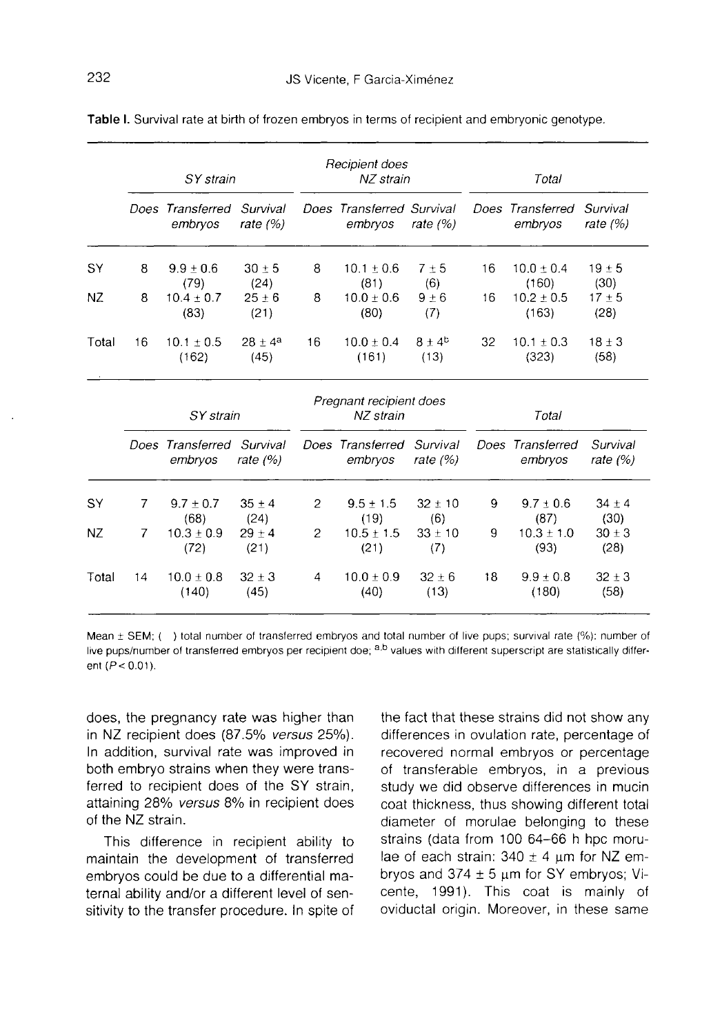**Table I.** Survival rate at birth of frozen embryos in terms of recipient and embryonic genotype.

| | Recipient does | | | | | | | | |
|---|---|---|---|---|---|---|---|---|---|
| | *SY strain* | | | *NZ strain* | | | *Total* | | |
| | *Does* | *Transferred embryos* | *Survival rate (%)* | *Does* | *Transferred embryos* | *Survival rate (%)* | *Does* | *Transferred embryos* | *Survival rate (%)* |
| SY | 8 | 9.9 ± 0.6 (79) | 30 ± 5 (24) | 8 | 10.1 ± 0.6 (81) | 7 ± 5 (6) | 16 | 10.0 ± 0.4 (160) | 19 ± 5 (30) |
| NZ | 8 | 10.4 ± 0.7 (83) | 25 ± 6 (21) | 8 | 10.0 ± 0.6 (80) | 9 ± 6 (7) | 16 | 10.2 ± 0.5 (163) | 17 ± 5 (28) |
| Total | 16 | 10.1 ± 0.5 (162) | 28 ± 4[a] (45) | 16 | 10.0 ± 0.4 (161) | 8 ± 4[b] (13) | 32 | 10.1 ± 0.3 (323) | 18 ± 3 (58) |

| | Pregnant recipient does | | | | | | | | |
|---|---|---|---|---|---|---|---|---|---|
| | *SY strain* | | | *NZ strain* | | | *Total* | | |
| | *Does* | *Transferred embryos* | *Survival rate (%)* | *Does* | *Transferred embryos* | *Survival rate (%)* | *Does* | *Transferred embryos* | *Survival rate (%)* |
| SY | 7 | 9.7 ± 0.7 (68) | 35 ± 4 (24) | 2 | 9.5 ± 1.5 (19) | 32 ± 10 (6) | 9 | 9.7 ± 0.6 (87) | 34 ± 4 (30) |
| NZ | 7 | 10.3 ± 0.9 (72) | 29 ± 4 (21) | 2 | 10.5 ± 1.5 (21) | 33 ± 10 (7) | 9 | 10.3 ± 1.0 (93) | 30 ± 3 (28) |
| Total | 14 | 10.0 ± 0.8 (140) | 32 ± 3 (45) | 4 | 10.0 ± 0.9 (40) | 32 ± 6 (13) | 18 | 9.9 ± 0.8 (180) | 32 ± 3 (58) |

Mean ± SEM; ( ) total number of transferred embryos and total number of live pups; survival rate (%): number of live pups/number of transferred embryos per recipient doe; [a,b] values with different superscript are statistically different ($P < 0.01$).

does, the pregnancy rate was higher than in NZ recipient does (87.5% *versus* 25%). In addition, survival rate was improved in both embryo strains when they were transferred to recipient does of the SY strain, attaining 28% *versus* 8% in recipient does of the NZ strain.

This difference in recipient ability to maintain the development of transferred embryos could be due to a differential maternal ability and/or a different level of sensitivity to the transfer procedure. In spite of the fact that these strains did not show any differences in ovulation rate, percentage of recovered normal embryos or percentage of transferable embryos, in a previous study we did observe differences in mucin coat thickness, thus showing different total diameter of morulae belonging to these strains (data from 100 64–66 h hpc morulae of each strain: 340 ± 4 μm for NZ embryos and 374 ± 5 μm for SY embryos; Vicente, 1991). This coat is mainly of oviductal origin. Moreover, in these same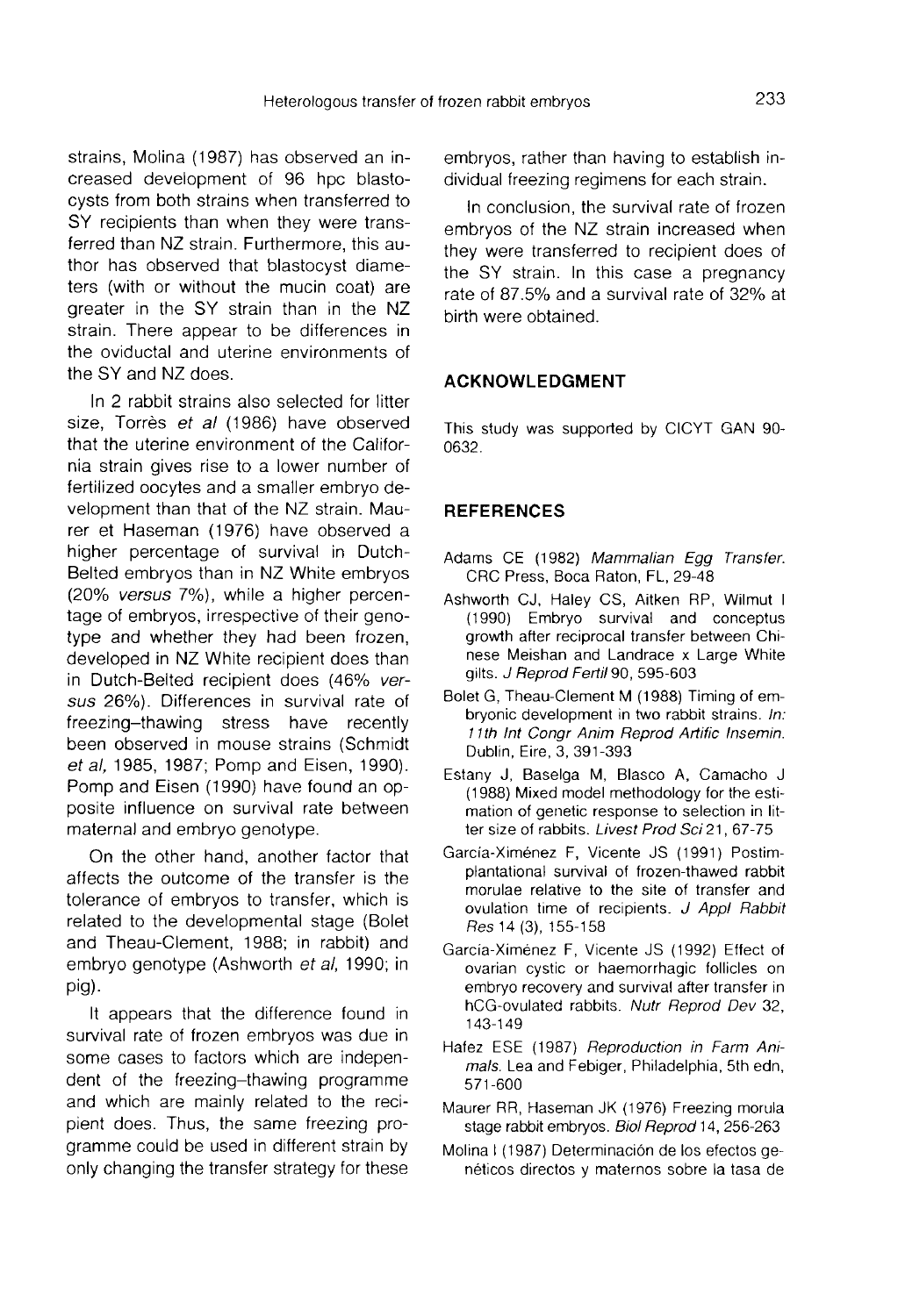strains, Molina (1987) has observed an increased development of 96 hpc blastocysts from both strains when transferred to SY recipients than when they were transferred than NZ strain. Furthermore, this author has observed that blastocyst diameters (with or without the mucin coat) are greater in the SY strain than in the NZ strain. There appear to be differences in the oviductal and uterine environments of the SY and NZ does.

In 2 rabbit strains also selected for litter size, Torrès *et al* (1986) have observed that the uterine environment of the California strain gives rise to a lower number of fertilized oocytes and a smaller embryo development than that of the NZ strain. Maurer et Haseman (1976) have observed a higher percentage of survival in Dutch-Belted embryos than in NZ White embryos (20% *versus* 7%), while a higher percentage of embryos, irrespective of their genotype and whether they had been frozen, developed in NZ White recipient does than in Dutch-Belted recipient does (46% *versus* 26%). Differences in survival rate of freezing–thawing stress have recently been observed in mouse strains (Schmidt *et al*, 1985, 1987; Pomp and Eisen, 1990). Pomp and Eisen (1990) have found an opposite influence on survival rate between maternal and embryo genotype.

On the other hand, another factor that affects the outcome of the transfer is the tolerance of embryos to transfer, which is related to the developmental stage (Bolet and Theau-Clement, 1988; in rabbit) and embryo genotype (Ashworth *et al*, 1990; in pig).

It appears that the difference found in survival rate of frozen embryos was due in some cases to factors which are independent of the freezing–thawing programme and which are mainly related to the recipient does. Thus, the same freezing programme could be used in different strain by only changing the transfer strategy for these embryos, rather than having to establish individual freezing regimens for each strain.

In conclusion, the survival rate of frozen embryos of the NZ strain increased when they were transferred to recipient does of the SY strain. In this case a pregnancy rate of 87.5% and a survival rate of 32% at birth were obtained.

## ACKNOWLEDGMENT

This study was supported by CICYT GAN 90-0632.

## REFERENCES

Adams CE (1982) *Mammalian Egg Transfer.* CRC Press, Boca Raton, FL, 29-48

Ashworth CJ, Haley CS, Aitken RP, Wilmut I (1990) Embryo survival and conceptus growth after reciprocal transfer between Chinese Meishan and Landrace x Large White gilts. *J Reprod Fertil* 90, 595-603

Bolet G, Theau-Clement M (1988) Timing of embryonic development in two rabbit strains. *In: 11th Int Congr Anim Reprod Artific Insemin.* Dublin, Eire, 3, 391-393

Estany J, Baselga M, Blasco A, Camacho J (1988) Mixed model methodology for the estimation of genetic response to selection in litter size of rabbits. *Livest Prod Sci* 21, 67-75

García-Ximénez F, Vicente JS (1991) Postimplantational survival of frozen-thawed rabbit morulae relative to the site of transfer and ovulation time of recipients. *J Appl Rabbit Res* 14 (3), 155-158

García-Ximénez F, Vicente JS (1992) Effect of ovarian cystic or haemorrhagic follicles on embryo recovery and survival after transfer in hCG-ovulated rabbits. *Nutr Reprod Dev* 32, 143-149

Hafez ESE (1987) *Reproduction in Farm Animals.* Lea and Febiger, Philadelphia, 5th edn, 571-600

Maurer RR, Haseman JK (1976) Freezing morula stage rabbit embryos. *Biol Reprod* 14, 256-263

Molina I (1987) Determinación de los efectos genéticos directos y maternos sobre la tasa de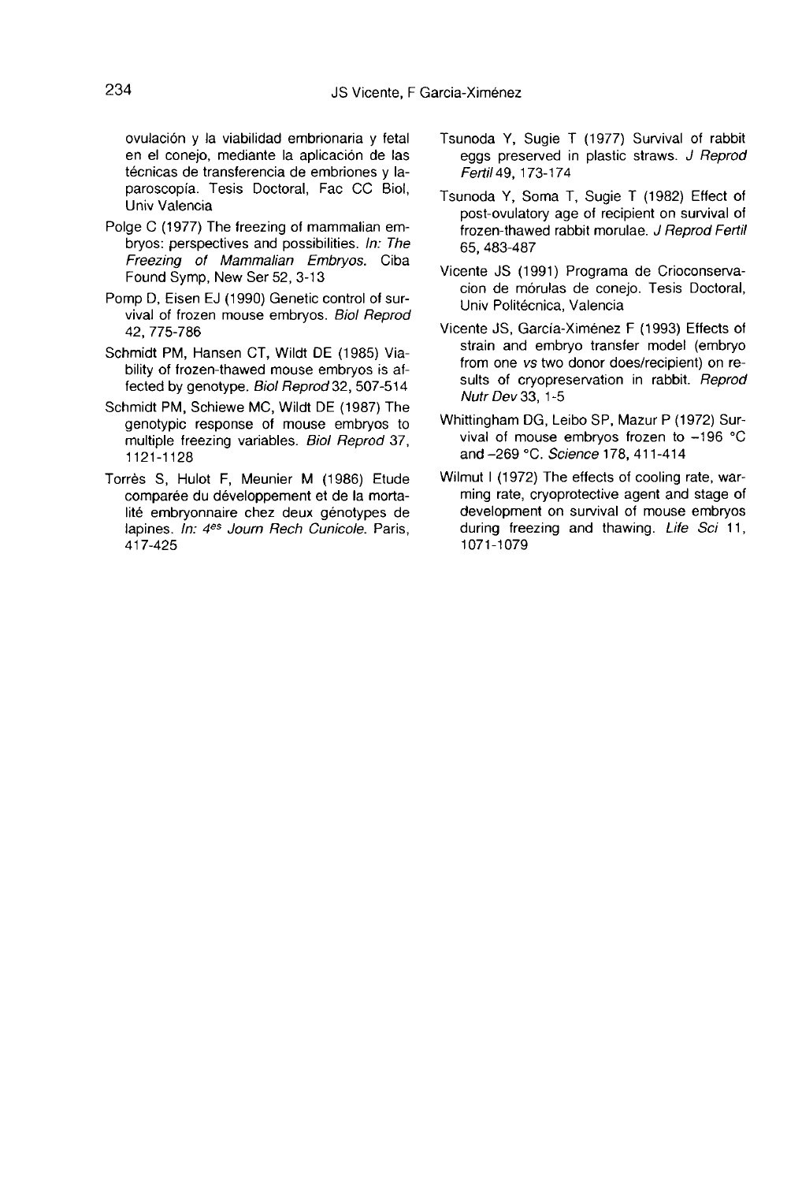ovulación y la viabilidad embrionaria y fetal en el conejo, mediante la aplicación de las técnicas de transferencia de embriones y laparoscopía. Tesis Doctoral, Fac CC Biol, Univ Valencia

Polge C (1977) The freezing of mammalian embryos: perspectives and possibilities. *In: The Freezing of Mammalian Embryos.* Ciba Found Symp, New Ser 52, 3-13

Pomp D, Eisen EJ (1990) Genetic control of survival of frozen mouse embryos. *Biol Reprod* 42, 775-786

Schmidt PM, Hansen CT, Wildt DE (1985) Viability of frozen-thawed mouse embryos is affected by genotype. *Biol Reprod* 32, 507-514

Schmidt PM, Schiewe MC, Wildt DE (1987) The genotypic response of mouse embryos to multiple freezing variables. *Biol Reprod* 37, 1121-1128

Torrès S, Hulot F, Meunier M (1986) Etude comparée du développement et de la mortalité embryonnaire chez deux génotypes de lapines. *In: 4es Journ Rech Cunicole.* Paris, 417-425

Tsunoda Y, Sugie T (1977) Survival of rabbit eggs preserved in plastic straws. *J Reprod Fertil* 49, 173-174

Tsunoda Y, Soma T, Sugie T (1982) Effect of post-ovulatory age of recipient on survival of frozen-thawed rabbit morulae. *J Reprod Fertil* 65, 483-487

Vicente JS (1991) Programa de Crioconservacion de mórulas de conejo. Tesis Doctoral, Univ Politécnica, Valencia

Vicente JS, García-Ximénez F (1993) Effects of strain and embryo transfer model (embryo from one *vs* two donor does/recipient) on results of cryopreservation in rabbit. *Reprod Nutr Dev* 33, 1-5

Whittingham DG, Leibo SP, Mazur P (1972) Survival of mouse embryos frozen to –196 °C and –269 °C. *Science* 178, 411-414

Wilmut I (1972) The effects of cooling rate, warming rate, cryoprotective agent and stage of development on survival of mouse embryos during freezing and thawing. *Life Sci* 11, 1071-1079